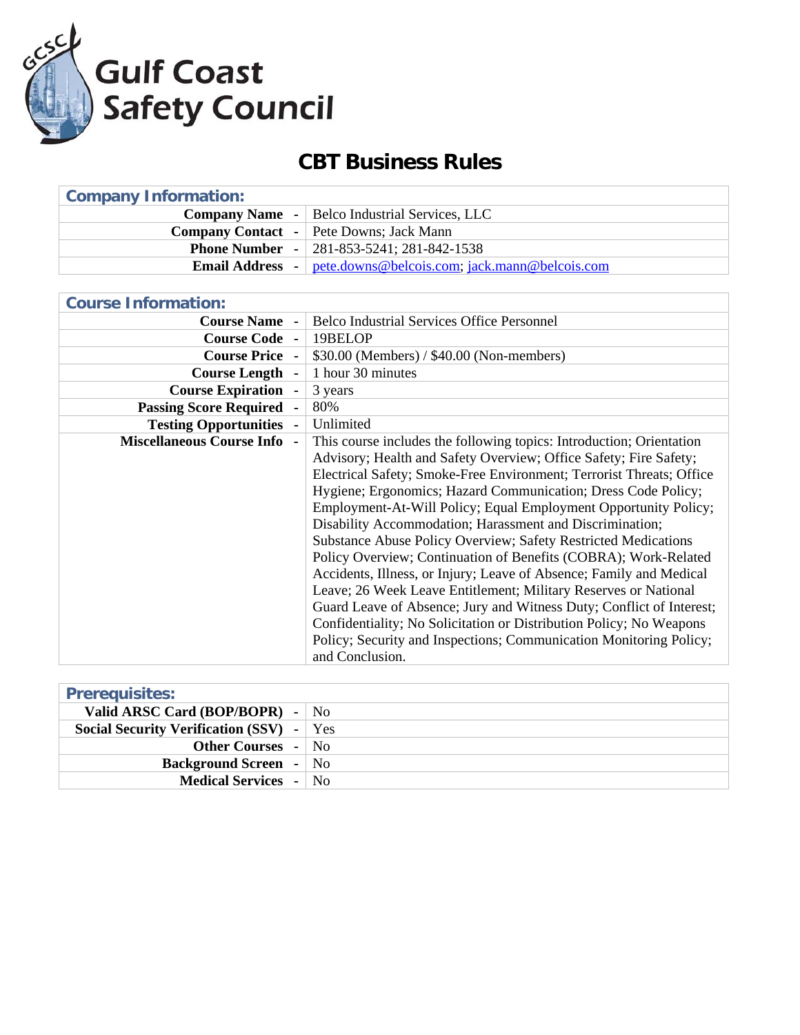Gulf Coast Safety Council

# CBT Business Rules

| Company Information: | |
|---|---|
| **Company Name** - | Belco Industrial Services, LLC |
| **Company Contact** - | Pete Downs; Jack Mann |
| **Phone Number** - | 281-853-5241; 281-842-1538 |
| **Email Address** - | pete.downs@belcois.com; jack.mann@belcois.com |

| Course Information: | |
|---|---|
| **Course Name** - | Belco Industrial Services Office Personnel |
| **Course Code** - | 19BELOP |
| **Course Price** - | $30.00 (Members) / $40.00 (Non-members) |
| **Course Length** - | 1 hour 30 minutes |
| **Course Expiration** - | 3 years |
| **Passing Score Required** - | 80% |
| **Testing Opportunities** - | Unlimited |
| **Miscellaneous Course Info** - | This course includes the following topics: Introduction; Orientation Advisory; Health and Safety Overview; Office Safety; Fire Safety; Electrical Safety; Smoke-Free Environment; Terrorist Threats; Office Hygiene; Ergonomics; Hazard Communication; Dress Code Policy; Employment-At-Will Policy; Equal Employment Opportunity Policy; Disability Accommodation; Harassment and Discrimination; Substance Abuse Policy Overview; Safety Restricted Medications Policy Overview; Continuation of Benefits (COBRA); Work-Related Accidents, Illness, or Injury; Leave of Absence; Family and Medical Leave; 26 Week Leave Entitlement; Military Reserves or National Guard Leave of Absence; Jury and Witness Duty; Conflict of Interest; Confidentiality; No Solicitation or Distribution Policy; No Weapons Policy; Security and Inspections; Communication Monitoring Policy; and Conclusion. |

| Prerequisites: | |
|---|---|
| **Valid ARSC Card (BOP/BOPR)** - | No |
| **Social Security Verification (SSV)** - | Yes |
| **Other Courses** - | No |
| **Background Screen** - | No |
| **Medical Services** - | No |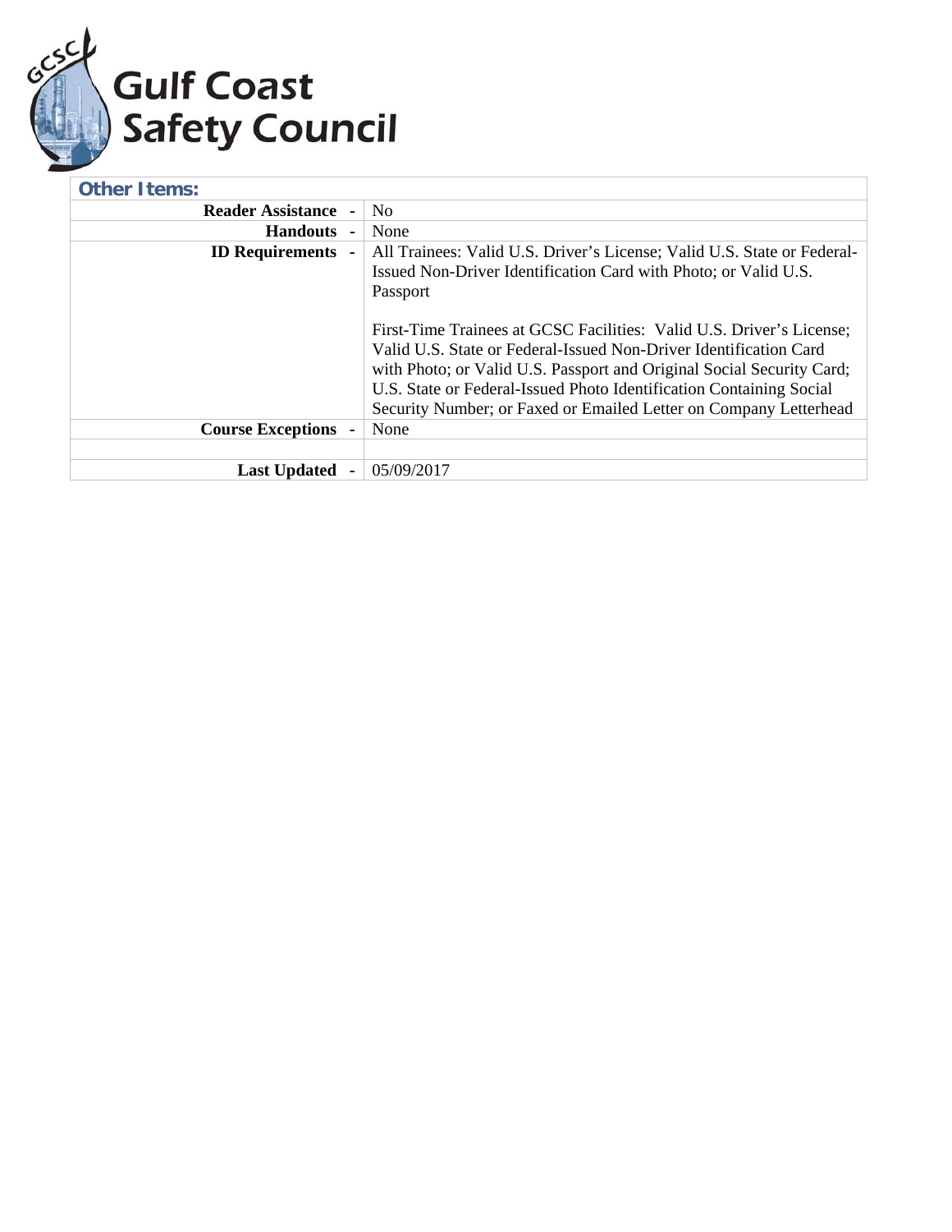**Gulf Coast Safety Council**

| Other Items: | |
|---|---|
| **Reader Assistance** - | No |
| **Handouts** - | None |
| **ID Requirements** - | All Trainees: Valid U.S. Driver's License; Valid U.S. State or Federal-Issued Non-Driver Identification Card with Photo; or Valid U.S. Passport<br><br>First-Time Trainees at GCSC Facilities: Valid U.S. Driver's License; Valid U.S. State or Federal-Issued Non-Driver Identification Card with Photo; or Valid U.S. Passport and Original Social Security Card; U.S. State or Federal-Issued Photo Identification Containing Social Security Number; or Faxed or Emailed Letter on Company Letterhead |
| **Course Exceptions** - | None |
| | |
| **Last Updated** - | 05/09/2017 |